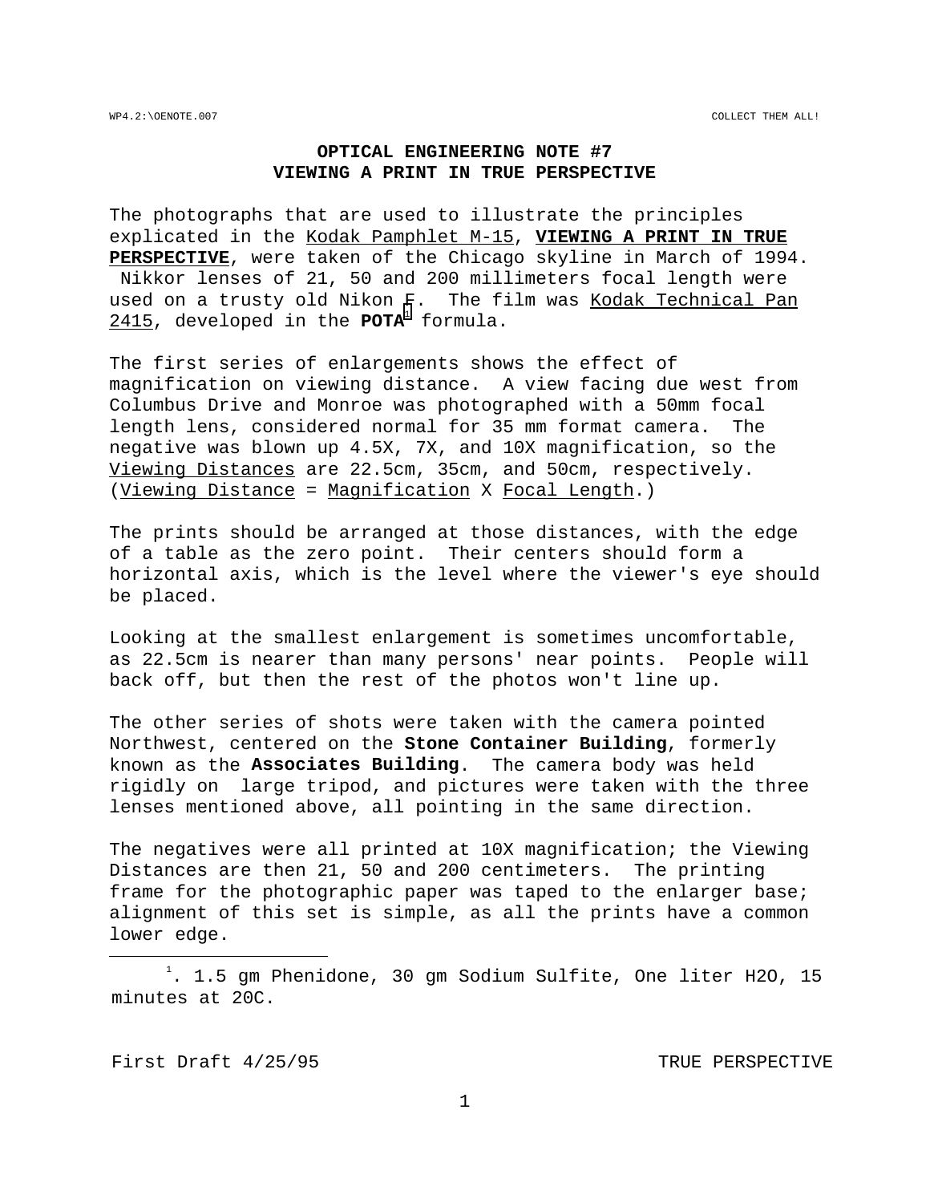# OPTICAL ENGINEERING NOTE #7
## VIEWING A PRINT IN TRUE PERSPECTIVE

The photographs that are used to illustrate the principles explicated in the Kodak Pamphlet M-15, **VIEWING A PRINT IN TRUE PERSPECTIVE**, were taken of the Chicago skyline in March of 1994. Nikkor lenses of 21, 50 and 200 millimeters focal length were used on a trusty old Nikon F. The film was Kodak Technical Pan 2415, developed in the **POTA**[1] formula.

The first series of enlargements shows the effect of magnification on viewing distance. A view facing due west from Columbus Drive and Monroe was photographed with a 50mm focal length lens, considered normal for 35 mm format camera. The negative was blown up 4.5X, 7X, and 10X magnification, so the Viewing Distances are 22.5cm, 35cm, and 50cm, respectively. (Viewing Distance = Magnification X Focal Length.)

The prints should be arranged at those distances, with the edge of a table as the zero point. Their centers should form a horizontal axis, which is the level where the viewer's eye should be placed.

Looking at the smallest enlargement is sometimes uncomfortable, as 22.5cm is nearer than many persons' near points. People will back off, but then the rest of the photos won't line up.

The other series of shots were taken with the camera pointed Northwest, centered on the **Stone Container Building**, formerly known as the **Associates Building**. The camera body was held rigidly on large tripod, and pictures were taken with the three lenses mentioned above, all pointing in the same direction.

The negatives were all printed at 10X magnification; the Viewing Distances are then 21, 50 and 200 centimeters. The printing frame for the photographic paper was taped to the enlarger base; alignment of this set is simple, as all the prints have a common lower edge.

---

[1]. 1.5 gm Phenidone, 30 gm Sodium Sulfite, One liter $H_2O$, 15 minutes at 20C.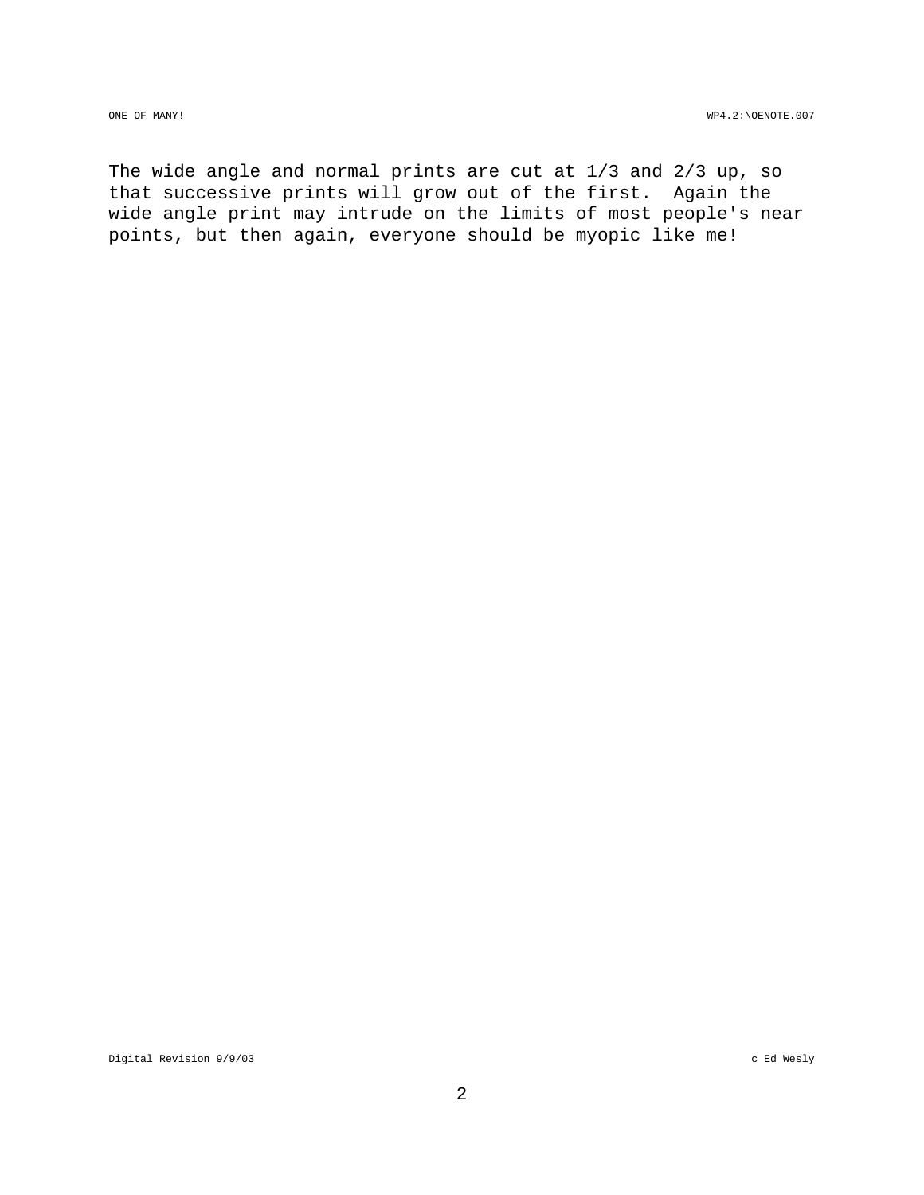The wide angle and normal prints are cut at 1/3 and 2/3 up, so that successive prints will grow out of the first.  Again the wide angle print may intrude on the limits of most people's near points, but then again, everyone should be myopic like me!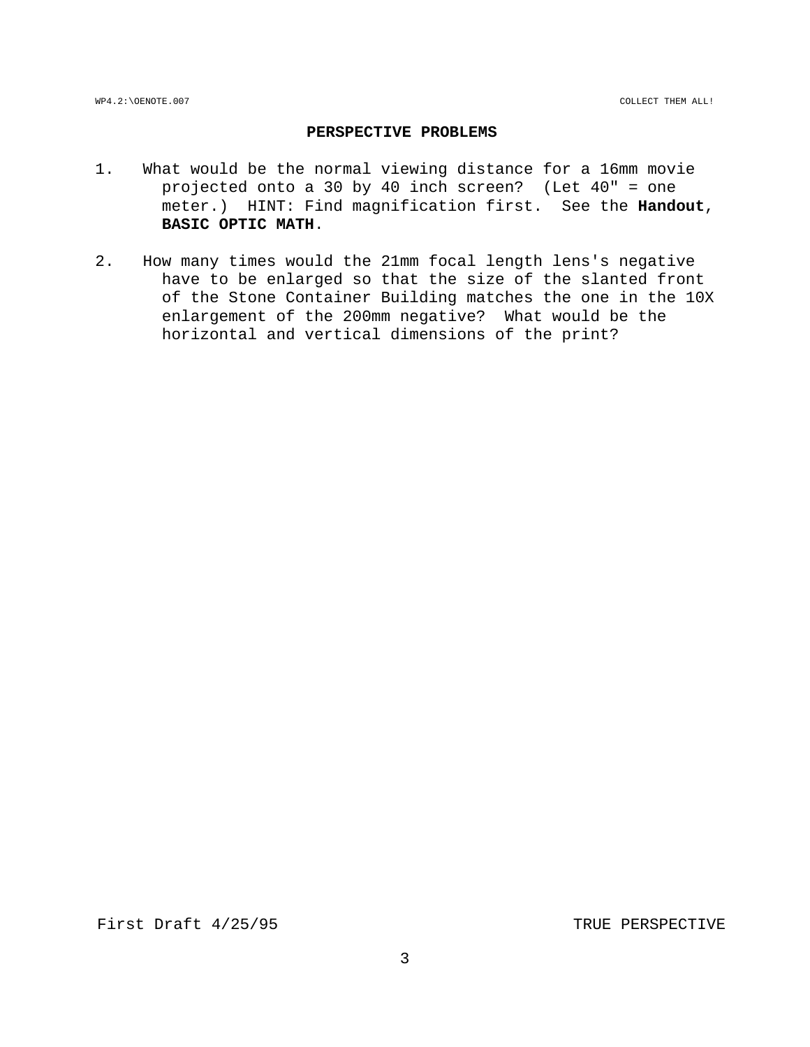## PERSPECTIVE PROBLEMS

1. What would be the normal viewing distance for a 16mm movie projected onto a 30 by 40 inch screen? (Let 40" = one meter.) HINT: Find magnification first. See the **Handout**, **BASIC OPTIC MATH**.

2. How many times would the 21mm focal length lens's negative have to be enlarged so that the size of the slanted front of the Stone Container Building matches the one in the 10X enlargement of the 200mm negative? What would be the horizontal and vertical dimensions of the print?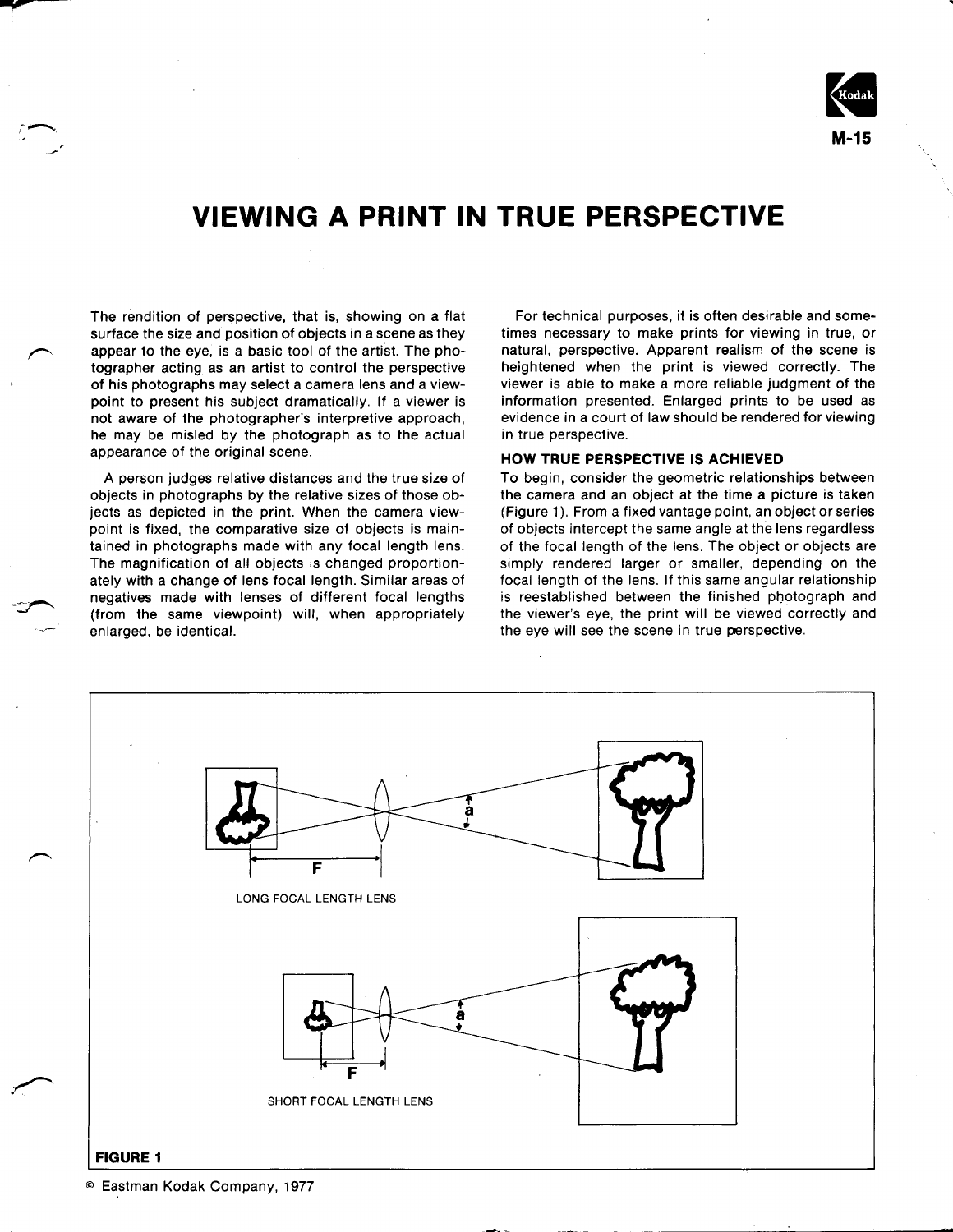M-15

# VIEWING A PRINT IN TRUE PERSPECTIVE

The rendition of perspective, that is, showing on a flat surface the size and position of objects in a scene as they appear to the eye, is a basic tool of the artist. The photographer acting as an artist to control the perspective of his photographs may select a camera lens and a viewpoint to present his subject dramatically. If a viewer is not aware of the photographer's interpretive approach, he may be misled by the photograph as to the actual appearance of the original scene.

A person judges relative distances and the true size of objects in photographs by the relative sizes of those objects as depicted in the print. When the camera viewpoint is fixed, the comparative size of objects is maintained in photographs made with any focal length lens. The magnification of all objects is changed proportionately with a change of lens focal length. Similar areas of negatives made with lenses of different focal lengths (from the same viewpoint) will, when appropriately enlarged, be identical.

For technical purposes, it is often desirable and sometimes necessary to make prints for viewing in true, or natural, perspective. Apparent realism of the scene is heightened when the print is viewed correctly. The viewer is able to make a more reliable judgment of the information presented. Enlarged prints to be used as evidence in a court of law should be rendered for viewing in true perspective.

## HOW TRUE PERSPECTIVE IS ACHIEVED

To begin, consider the geometric relationships between the camera and an object at the time a picture is taken (Figure 1). From a fixed vantage point, an object or series of objects intercept the same angle at the lens regardless of the focal length of the lens. The object or objects are simply rendered larger or smaller, depending on the focal length of the lens. If this same angular relationship is reestablished between the finished photograph and the viewer's eye, the print will be viewed correctly and the eye will see the scene in true perspective.

F

a

LONG FOCAL LENGTH LENS

F

a

SHORT FOCAL LENGTH LENS

**FIGURE 1**

© Eastman Kodak Company, 1977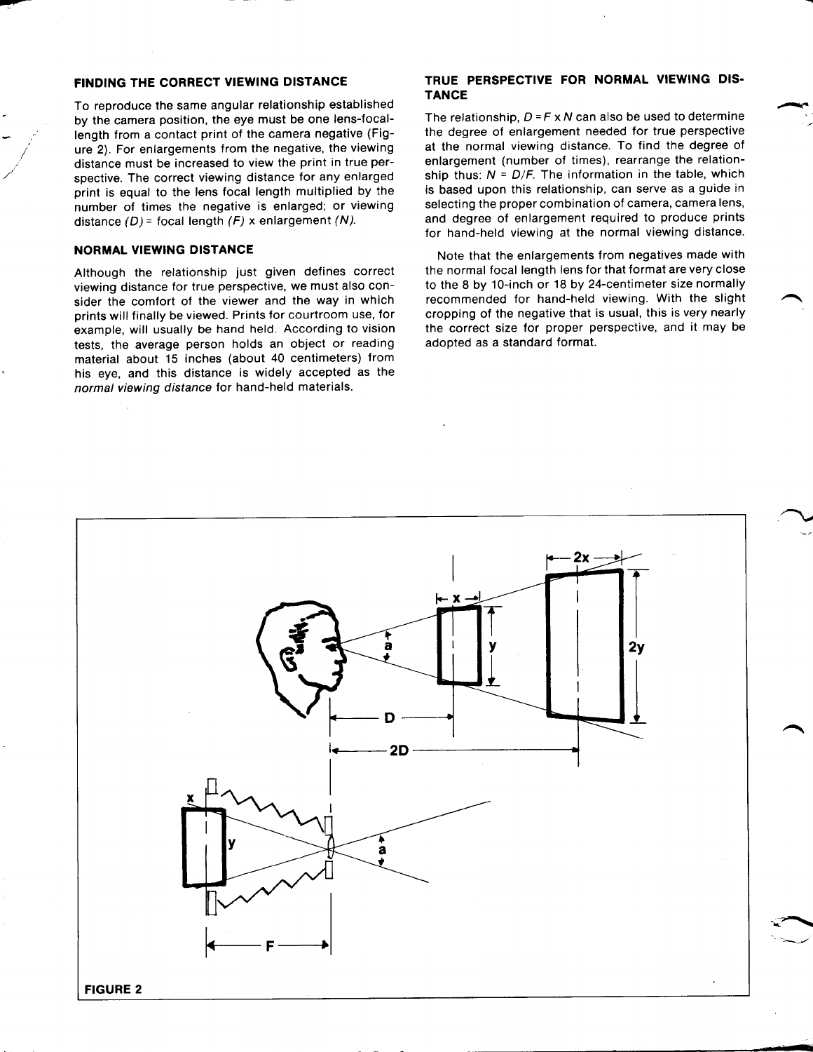### FINDING THE CORRECT VIEWING DISTANCE

To reproduce the same angular relationship established by the camera position, the eye must be one lens-focal-length from a contact print of the camera negative (Figure 2). For enlargements from the negative, the viewing distance must be increased to view the print in true perspective. The correct viewing distance for any enlarged print is equal to the lens focal length multiplied by the number of times the negative is enlarged; or viewing distance *(D)* = focal length *(F)* x enlargement *(N)*.

### NORMAL VIEWING DISTANCE

Although the relationship just given defines correct viewing distance for true perspective, we must also consider the comfort of the viewer and the way in which prints will finally be viewed. Prints for courtroom use, for example, will usually be hand held. According to vision tests, the average person holds an object or reading material about 15 inches (about 40 centimeters) from his eye, and this distance is widely accepted as the *normal viewing distance* for hand-held materials.

### TRUE PERSPECTIVE FOR NORMAL VIEWING DISTANCE

The relationship, $D = F \times N$ can also be used to determine the degree of enlargement needed for true perspective at the normal viewing distance. To find the degree of enlargement (number of times), rearrange the relationship thus: $N = D/F$. The information in the table, which is based upon this relationship, can serve as a guide in selecting the proper combination of camera, camera lens, and degree of enlargement required to produce prints for hand-held viewing at the normal viewing distance.

Note that the enlargements from negatives made with the normal focal length lens for that format are very close to the 8 by 10-inch or 18 by 24-centimeter size normally recommended for hand-held viewing. With the slight cropping of the negative that is usual, this is very nearly the correct size for proper perspective, and it may be adopted as a standard format.

FIGURE 2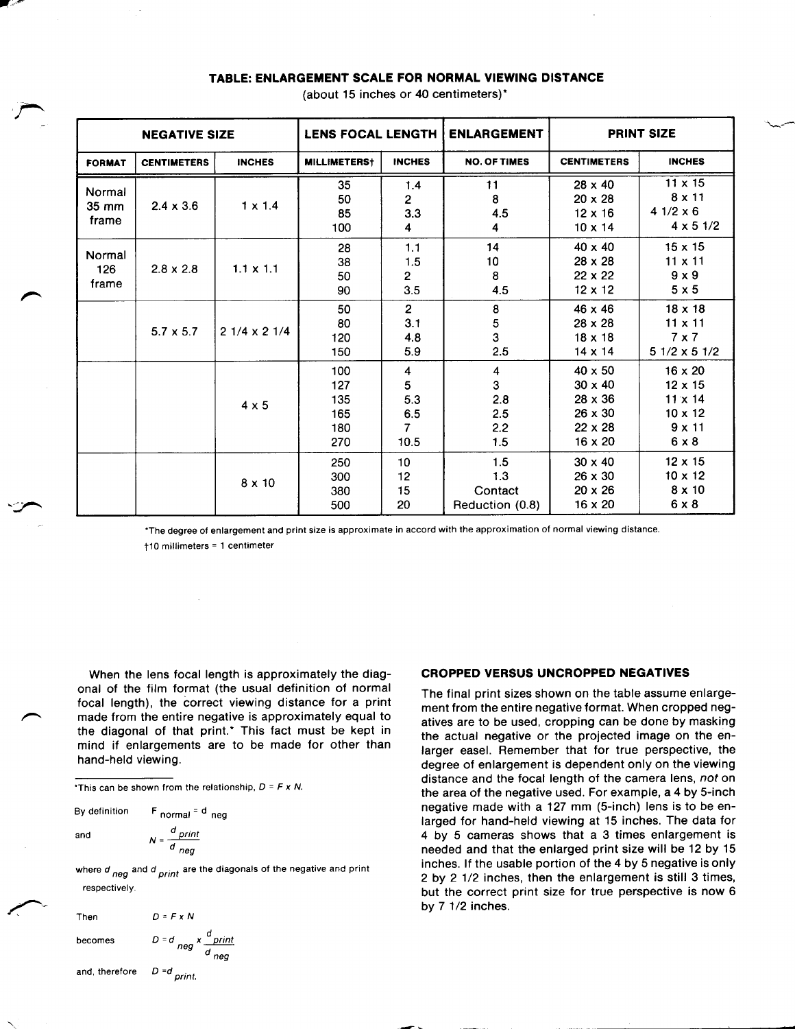## TABLE: ENLARGEMENT SCALE FOR NORMAL VIEWING DISTANCE

(about 15 inches or 40 centimeters)*

| NEGATIVE SIZE | | | LENS FOCAL LENGTH | | ENLARGEMENT | PRINT SIZE | |
|---|---|---|---|---|---|---|---|
| FORMAT | CENTIMETERS | INCHES | MILLIMETERS† | INCHES | NO. OF TIMES | CENTIMETERS | INCHES |
| Normal 35 mm frame | 2.4 x 3.6 | 1 x 1.4 | 35 | 1.4 | 11 | 28 x 40 | 11 x 15 |
| | | | 50 | 2 | 8 | 20 x 28 | 8 x 11 |
| | | | 85 | 3.3 | 4.5 | 12 x 16 | 4 1/2 x 6 |
| | | | 100 | 4 | 4 | 10 x 14 | 4 x 5 1/2 |
| Normal 126 frame | 2.8 x 2.8 | 1.1 x 1.1 | 28 | 1.1 | 14 | 40 x 40 | 15 x 15 |
| | | | 38 | 1.5 | 10 | 28 x 28 | 11 x 11 |
| | | | 50 | 2 | 8 | 22 x 22 | 9 x 9 |
| | | | 90 | 3.5 | 4.5 | 12 x 12 | 5 x 5 |
| | 5.7 x 5.7 | 2 1/4 x 2 1/4 | 50 | 2 | 8 | 46 x 46 | 18 x 18 |
| | | | 80 | 3.1 | 5 | 28 x 28 | 11 x 11 |
| | | | 120 | 4.8 | 3 | 18 x 18 | 7 x 7 |
| | | | 150 | 5.9 | 2.5 | 14 x 14 | 5 1/2 x 5 1/2 |
| | | 4 x 5 | 100 | 4 | 4 | 40 x 50 | 16 x 20 |
| | | | 127 | 5 | 3 | 30 x 40 | 12 x 15 |
| | | | 135 | 5.3 | 2.8 | 28 x 36 | 11 x 14 |
| | | | 165 | 6.5 | 2.5 | 26 x 30 | 10 x 12 |
| | | | 180 | 7 | 2.2 | 22 x 28 | 9 x 11 |
| | | | 270 | 10.5 | 1.5 | 16 x 20 | 6 x 8 |
| | | 8 x 10 | 250 | 10 | 1.5 | 30 x 40 | 12 x 15 |
| | | | 300 | 12 | 1.3 | 26 x 30 | 10 x 12 |
| | | | 380 | 15 | Contact | 20 x 26 | 8 x 10 |
| | | | 500 | 20 | Reduction (0.8) | 16 x 20 | 6 x 8 |

*The degree of enlargement and print size is approximate in accord with the approximation of normal viewing distance.

†10 millimeters = 1 centimeter

When the lens focal length is approximately the diagonal of the film format (the usual definition of normal focal length), the correct viewing distance for a print made from the entire negative is approximately equal to the diagonal of that print.* This fact must be kept in mind if enlargements are to be made for other than hand-held viewing.

*This can be shown from the relationship, $D = F \times N$.

By definition $F_{normal} = d_{neg}$

and $N = \frac{d_{print}}{d_{neg}}$

where $d_{neg}$ and $d_{print}$ are the diagonals of the negative and print respectively.

Then $D = F \times N$

becomes $D = d_{neg} \times \frac{d_{print}}{d_{neg}}$

and, therefore $D = d_{print}$.

### CROPPED VERSUS UNCROPPED NEGATIVES

The final print sizes shown on the table assume enlargement from the entire negative format. When cropped negatives are to be used, cropping can be done by masking the actual negative or the projected image on the enlarger easel. Remember that for true perspective, the degree of enlargement is dependent only on the viewing distance and the focal length of the camera lens, *not* on the area of the negative used. For example, a 4 by 5-inch negative made with a 127 mm (5-inch) lens is to be enlarged for hand-held viewing at 15 inches. The data for 4 by 5 cameras shows that a 3 times enlargement is needed and that the enlarged print size will be 12 by 15 inches. If the usable portion of the 4 by 5 negative is only 2 by 2 1/2 inches, then the enlargement is still 3 times, but the correct print size for true perspective is now 6 by 7 1/2 inches.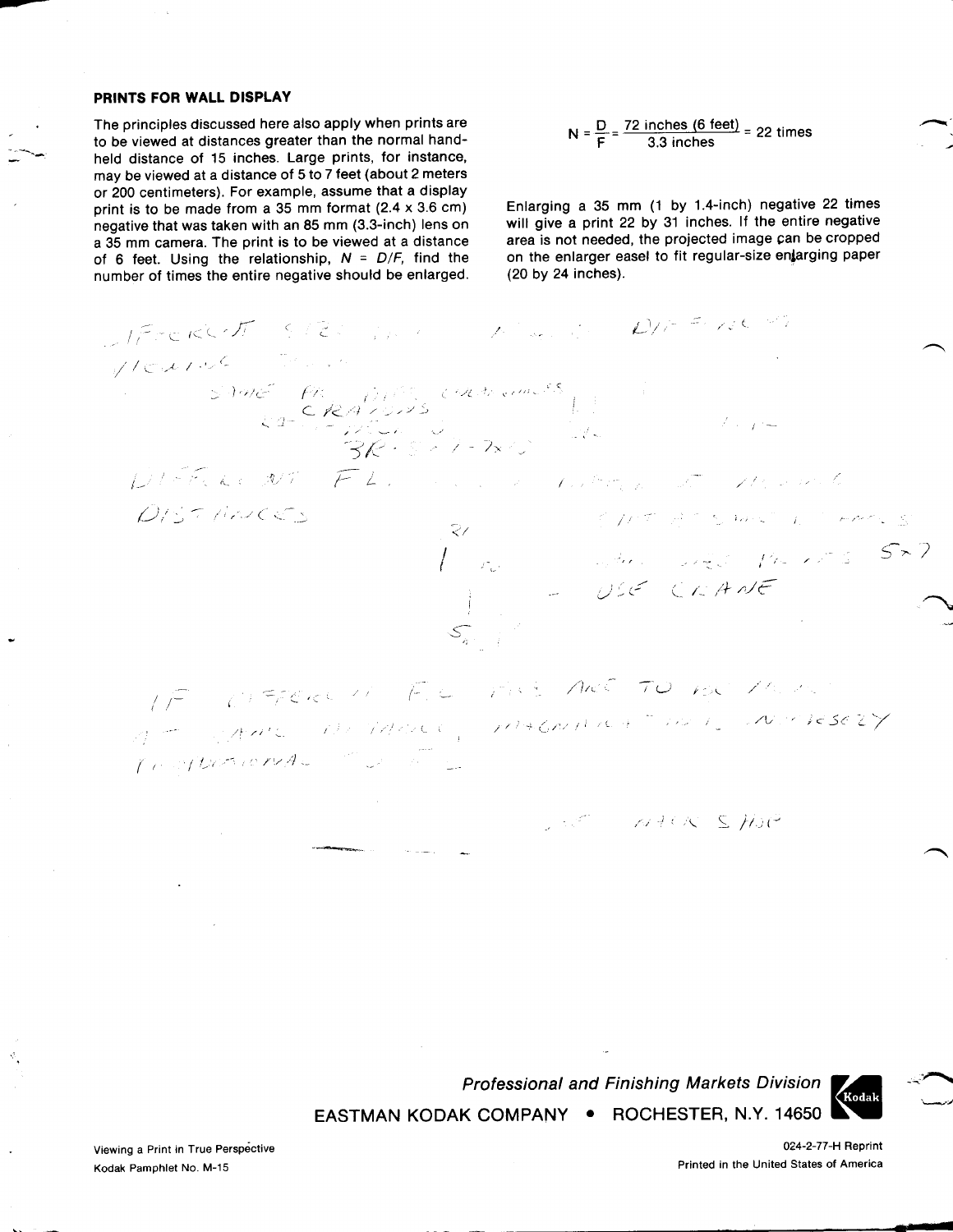## PRINTS FOR WALL DISPLAY

The principles discussed here also apply when prints are to be viewed at distances greater than the normal hand-held distance of 15 inches. Large prints, for instance, may be viewed at a distance of 5 to 7 feet (about 2 meters or 200 centimeters). For example, assume that a display print is to be made from a 35 mm format (2.4 x 3.6 cm) negative that was taken with an 85 mm (3.3-inch) lens on a 35 mm camera. The print is to be viewed at a distance of 6 feet. Using the relationship, $N = D/F$, find the number of times the entire negative should be enlarged.

$$N = \frac{D}{F} = \frac{72 \text{ inches (6 feet)}}{3.3 \text{ inches}} = 22 \text{ times}$$

Enlarging a 35 mm (1 by 1.4-inch) negative 22 times will give a print 22 by 31 inches. If the entire negative area is not needed, the projected image can be cropped on the enlarger easel to fit regular-size enlarging paper (20 by 24 inches).

Professional and Finishing Markets Division

EASTMAN KODAK COMPANY • ROCHESTER, N.Y. 14650

Viewing a Print in True Perspective
Kodak Pamphlet No. M-15

024-2-77-H Reprint
Printed in the United States of America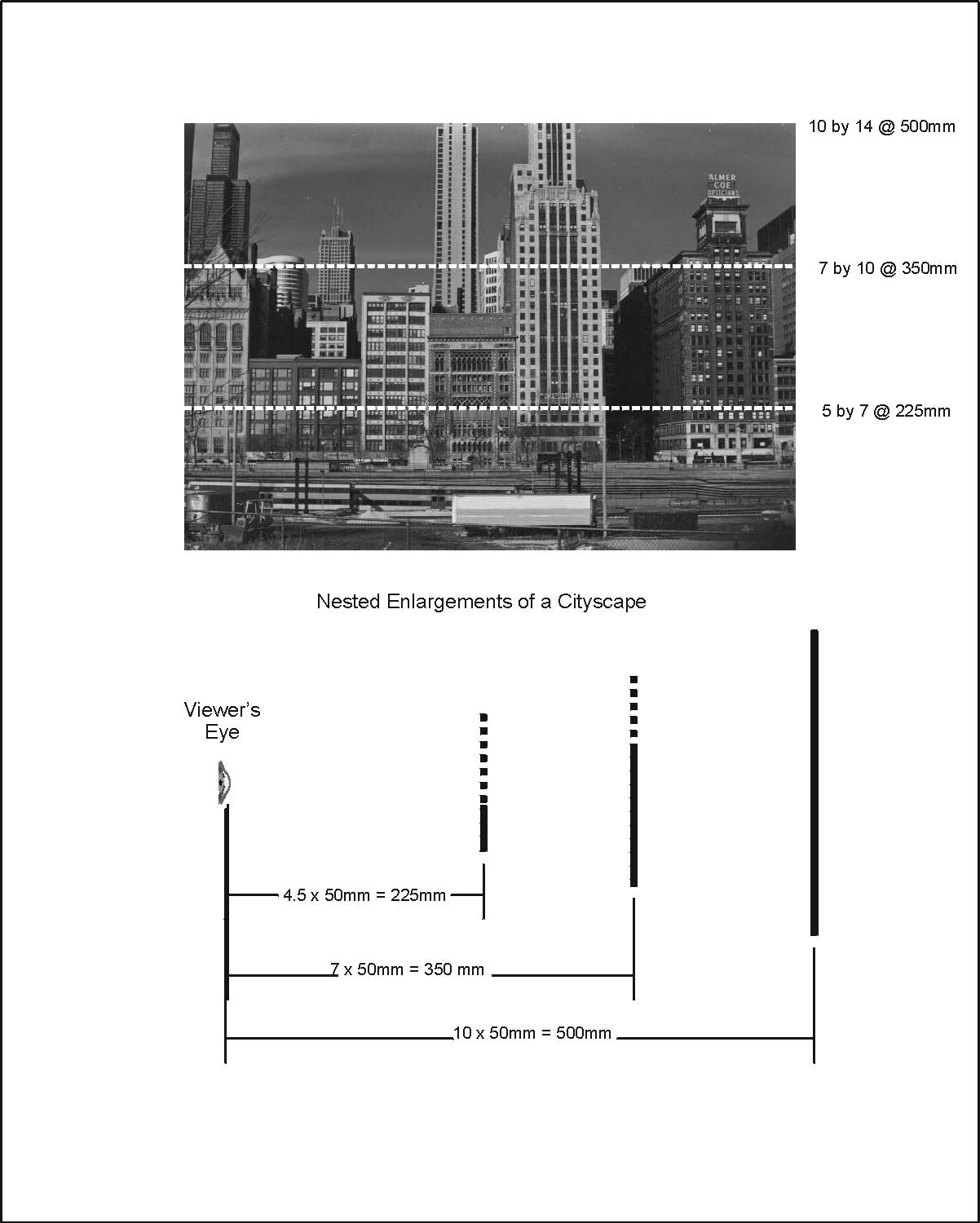10 by 14 @ 500mm

7 by 10 @ 350mm

5 by 7 @ 225mm

Nested Enlargements of a Cityscape

Viewer's Eye

4.5 x 50mm = 225mm

7 x 50mm = 350 mm

10 x 50mm = 500mm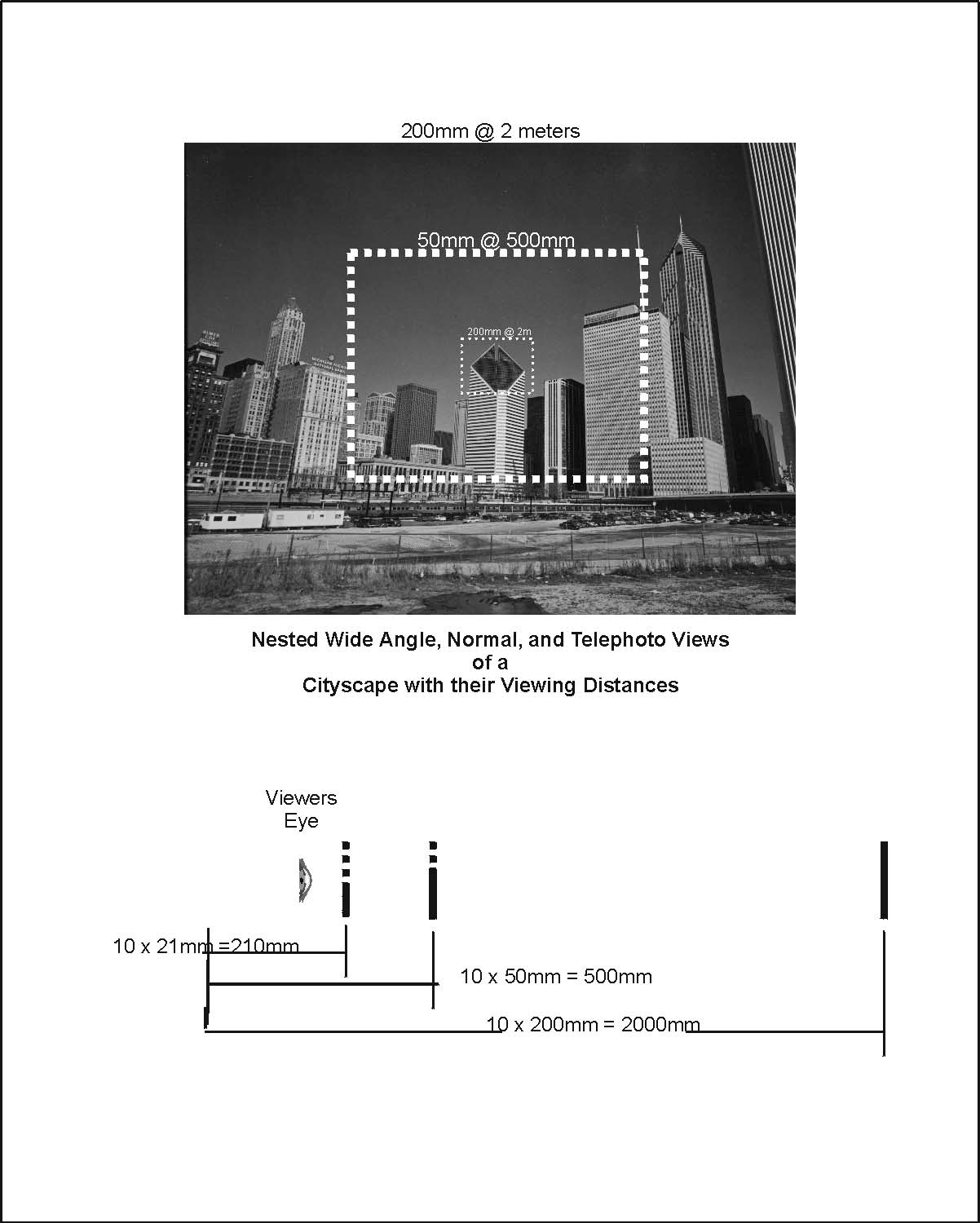200mm @ 2 meters

50mm @ 500mm

200mm @ 2m

**Nested Wide Angle, Normal, and Telephoto Views**
**of a**
**Cityscape with their Viewing Distances**

Viewers Eye

10 x 21mm =210mm

10 x 50mm = 500mm

10 x 200mm = 2000mm